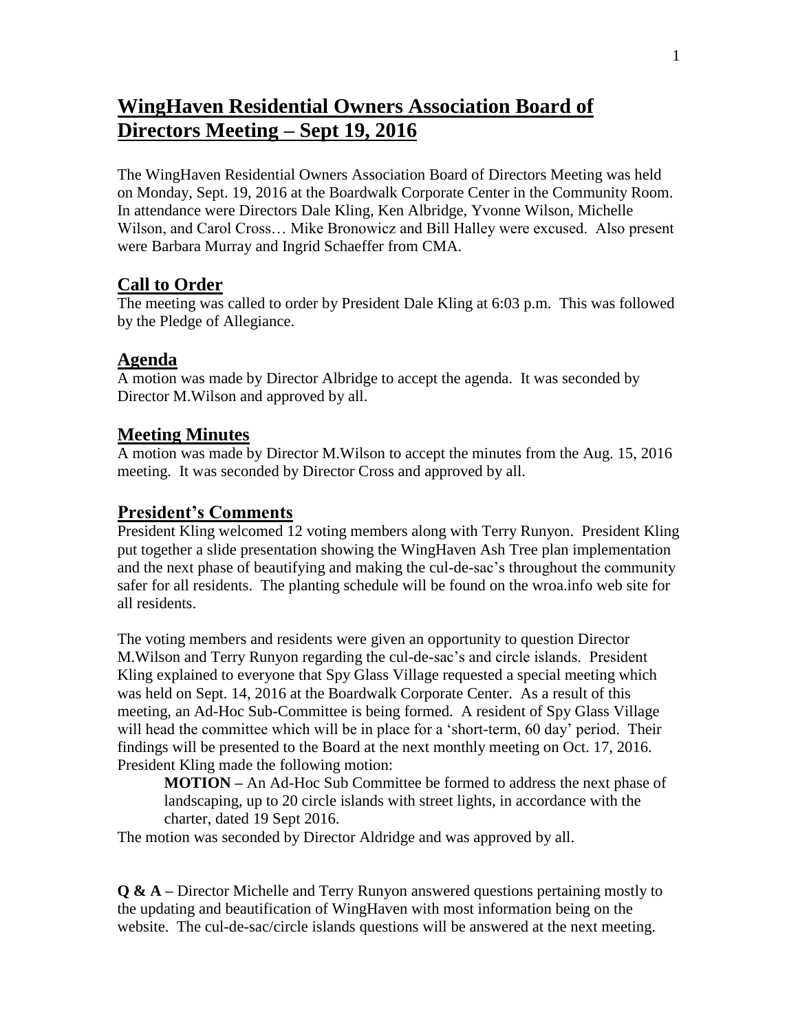# WingHaven Residential Owners Association Board of Directors Meeting – Sept 19, 2016

The WingHaven Residential Owners Association Board of Directors Meeting was held on Monday, Sept. 19, 2016 at the Boardwalk Corporate Center in the Community Room. In attendance were Directors Dale Kling, Ken Albridge, Yvonne Wilson, Michelle Wilson, and Carol Cross… Mike Bronowicz and Bill Halley were excused. Also present were Barbara Murray and Ingrid Schaeffer from CMA.

## Call to Order

The meeting was called to order by President Dale Kling at 6:03 p.m. This was followed by the Pledge of Allegiance.

## Agenda

A motion was made by Director Albridge to accept the agenda. It was seconded by Director M.Wilson and approved by all.

## Meeting Minutes

A motion was made by Director M.Wilson to accept the minutes from the Aug. 15, 2016 meeting. It was seconded by Director Cross and approved by all.

## President's Comments

President Kling welcomed 12 voting members along with Terry Runyon. President Kling put together a slide presentation showing the WingHaven Ash Tree plan implementation and the next phase of beautifying and making the cul-de-sac's throughout the community safer for all residents. The planting schedule will be found on the wroa.info web site for all residents.

The voting members and residents were given an opportunity to question Director M.Wilson and Terry Runyon regarding the cul-de-sac's and circle islands. President Kling explained to everyone that Spy Glass Village requested a special meeting which was held on Sept. 14, 2016 at the Boardwalk Corporate Center. As a result of this meeting, an Ad-Hoc Sub-Committee is being formed. A resident of Spy Glass Village will head the committee which will be in place for a 'short-term, 60 day' period. Their findings will be presented to the Board at the next monthly meeting on Oct. 17, 2016. President Kling made the following motion:

> **MOTION –** An Ad-Hoc Sub Committee be formed to address the next phase of landscaping, up to 20 circle islands with street lights, in accordance with the charter, dated 19 Sept 2016.

The motion was seconded by Director Aldridge and was approved by all.

**Q & A –** Director Michelle and Terry Runyon answered questions pertaining mostly to the updating and beautification of WingHaven with most information being on the website. The cul-de-sac/circle islands questions will be answered at the next meeting.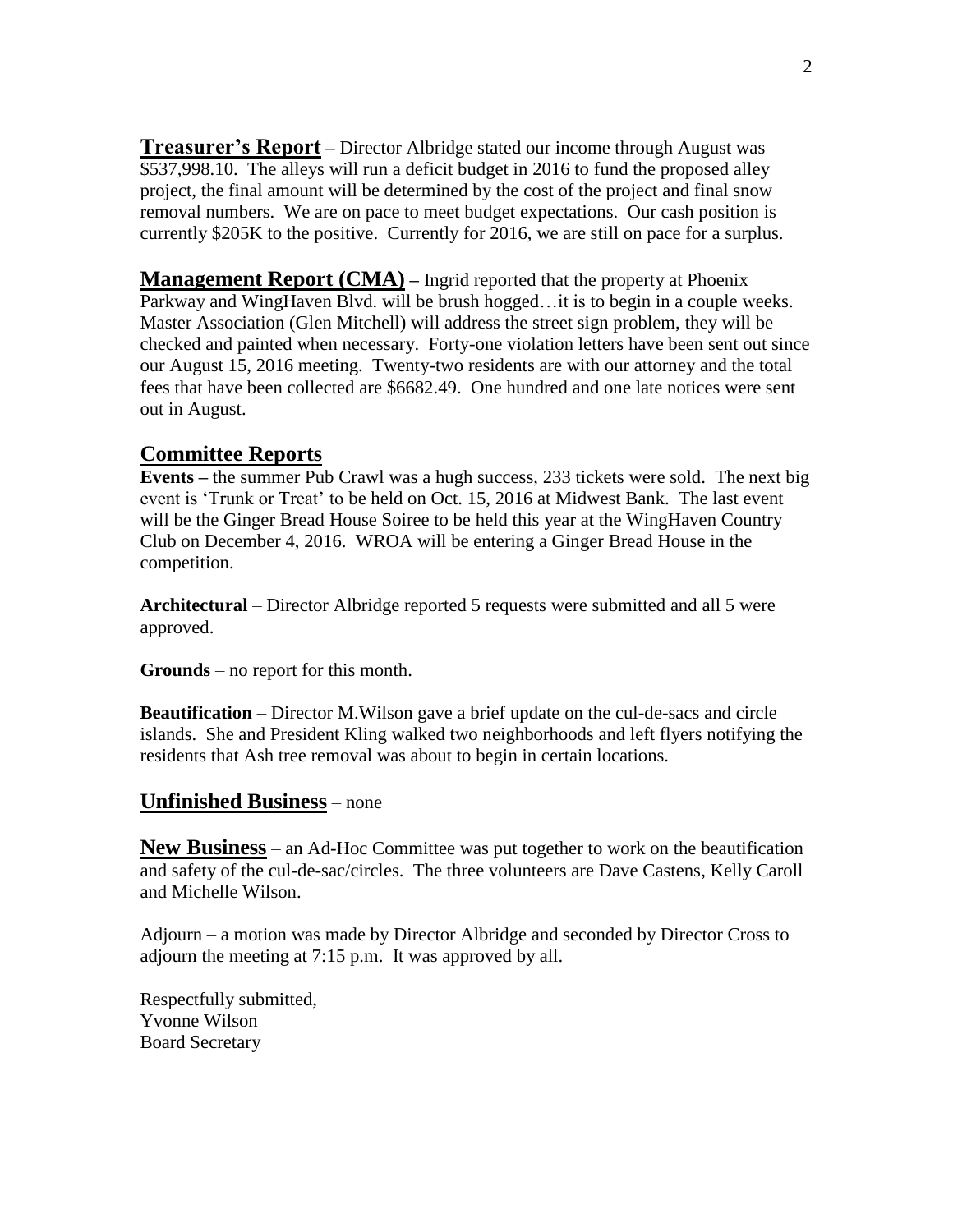**Treasurer's Report** – Director Albridge stated our income through August was $537,998.10. The alleys will run a deficit budget in 2016 to fund the proposed alley project, the final amount will be determined by the cost of the project and final snow removal numbers. We are on pace to meet budget expectations. Our cash position is currently $205K to the positive. Currently for 2016, we are still on pace for a surplus.

**Management Report (CMA)** – Ingrid reported that the property at Phoenix Parkway and WingHaven Blvd. will be brush hogged…it is to begin in a couple weeks. Master Association (Glen Mitchell) will address the street sign problem, they will be checked and painted when necessary. Forty-one violation letters have been sent out since our August 15, 2016 meeting. Twenty-two residents are with our attorney and the total fees that have been collected are $6682.49. One hundred and one late notices were sent out in August.

## Committee Reports

**Events –** the summer Pub Crawl was a hugh success, 233 tickets were sold. The next big event is 'Trunk or Treat' to be held on Oct. 15, 2016 at Midwest Bank. The last event will be the Ginger Bread House Soiree to be held this year at the WingHaven Country Club on December 4, 2016. WROA will be entering a Ginger Bread House in the competition.

**Architectural** – Director Albridge reported 5 requests were submitted and all 5 were approved.

**Grounds** – no report for this month.

**Beautification** – Director M.Wilson gave a brief update on the cul-de-sacs and circle islands. She and President Kling walked two neighborhoods and left flyers notifying the residents that Ash tree removal was about to begin in certain locations.

**Unfinished Business** – none

**New Business** – an Ad-Hoc Committee was put together to work on the beautification and safety of the cul-de-sac/circles. The three volunteers are Dave Castens, Kelly Caroll and Michelle Wilson.

Adjourn – a motion was made by Director Albridge and seconded by Director Cross to adjourn the meeting at 7:15 p.m. It was approved by all.

Respectfully submitted,
Yvonne Wilson
Board Secretary